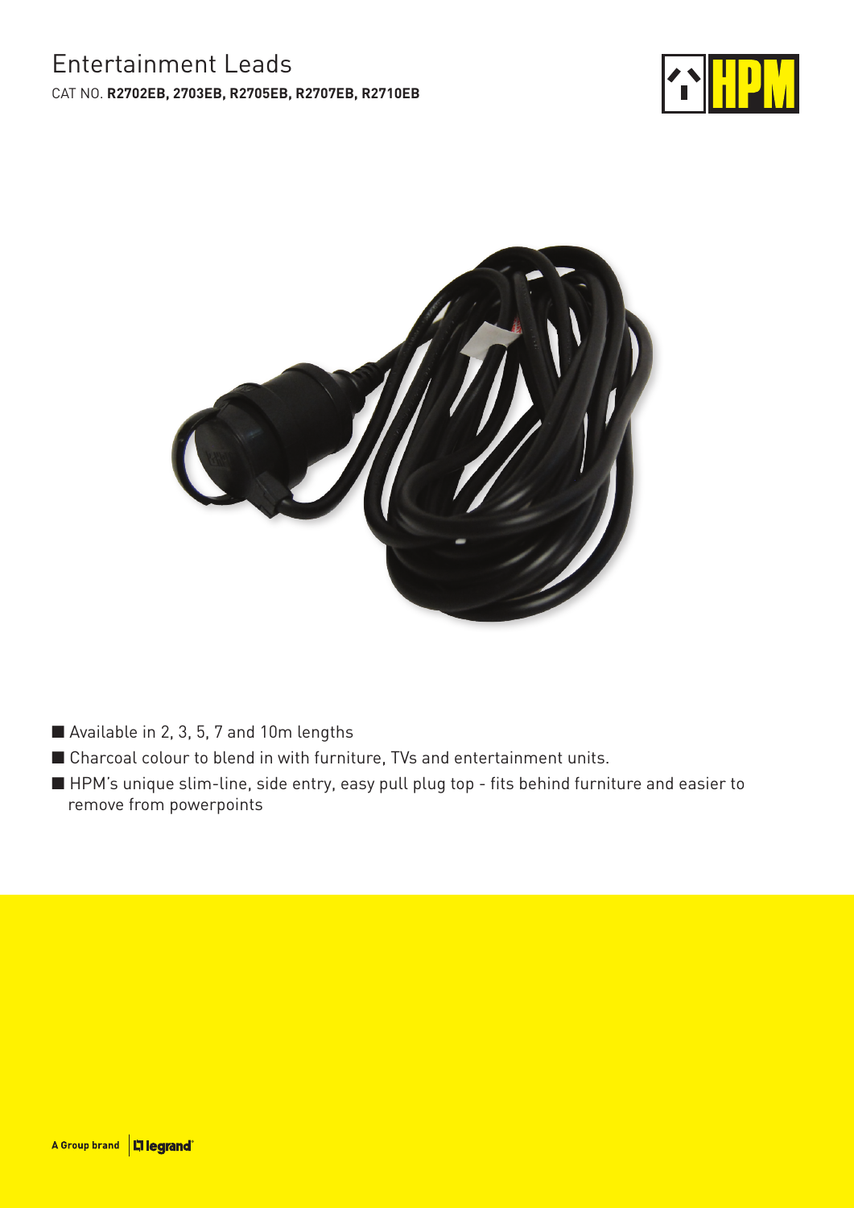# Entertainment Leads

CAT NO. **R2702EB, 2703EB, R2705EB, R2707EB, R2710EB**

- Available in 2, 3, 5, 7 and 10m lengths
- Charcoal colour to blend in with furniture, TVs and entertainment units.
- HPM's unique slim-line, side entry, easy pull plug top - fits behind furniture and easier to remove from powerpoints

A Group brand legrand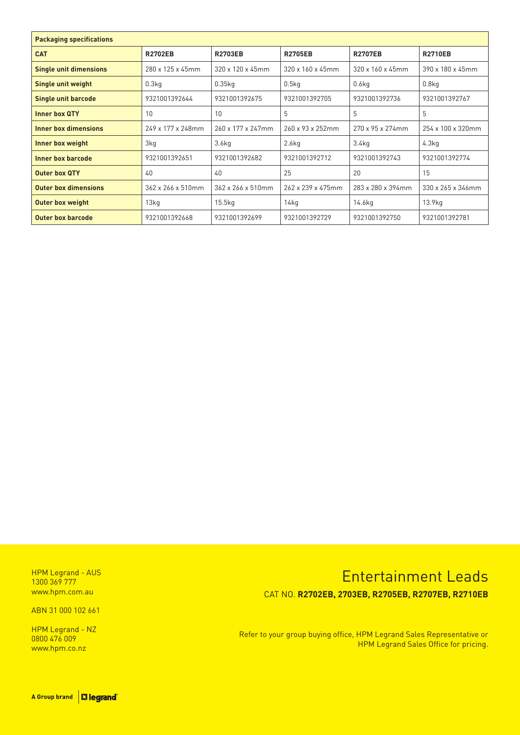| Packaging specifications | | | | | |
|---|---|---|---|---|---|
| **CAT** | **R2702EB** | **R2703EB** | **R2705EB** | **R2707EB** | **R2710EB** |
| **Single unit dimensions** | 280 x 125 x 45mm | 320 x 120 x 45mm | 320 x 160 x 45mm | 320 x 160 x 45mm | 390 x 180 x 45mm |
| **Single unit weight** | 0.3kg | 0.35kg | 0.5kg | 0.6kg | 0.8kg |
| **Single unit barcode** | 9321001392644 | 9321001392675 | 9321001392705 | 9321001392736 | 9321001392767 |
| **Inner box QTY** | 10 | 10 | 5 | 5 | 5 |
| **Inner box dimensions** | 249 x 177 x 248mm | 260 x 177 x 247mm | 260 x 93 x 252mm | 270 x 95 x 274mm | 254 x 100 x 320mm |
| **Inner box weight** | 3kg | 3.6kg | 2.6kg | 3.4kg | 4.3kg |
| **Inner box barcode** | 9321001392651 | 9321001392682 | 9321001392712 | 9321001392743 | 9321001392774 |
| **Outer box QTY** | 40 | 40 | 25 | 20 | 15 |
| **Outer box dimensions** | 362 x 266 x 510mm | 362 x 266 x 510mm | 262 x 239 x 475mm | 283 x 280 x 394mm | 330 x 265 x 346mm |
| **Outer box weight** | 13kg | 15.5kg | 14kg | 14.6kg | 13.9kg |
| **Outer box barcode** | 9321001392668 | 9321001392699 | 9321001392729 | 9321001392750 | 9321001392781 |

HPM Legrand - AUS
1300 369 777
www.hpm.com.au

ABN 31 000 102 661

HPM Legrand - NZ
0800 476 009
www.hpm.co.nz

# Entertainment Leads

CAT NO. **R2702EB, 2703EB, R2705EB, R2707EB, R2710EB**

Refer to your group buying office, HPM Legrand Sales Representative or HPM Legrand Sales Office for pricing.

A Group brand legrand